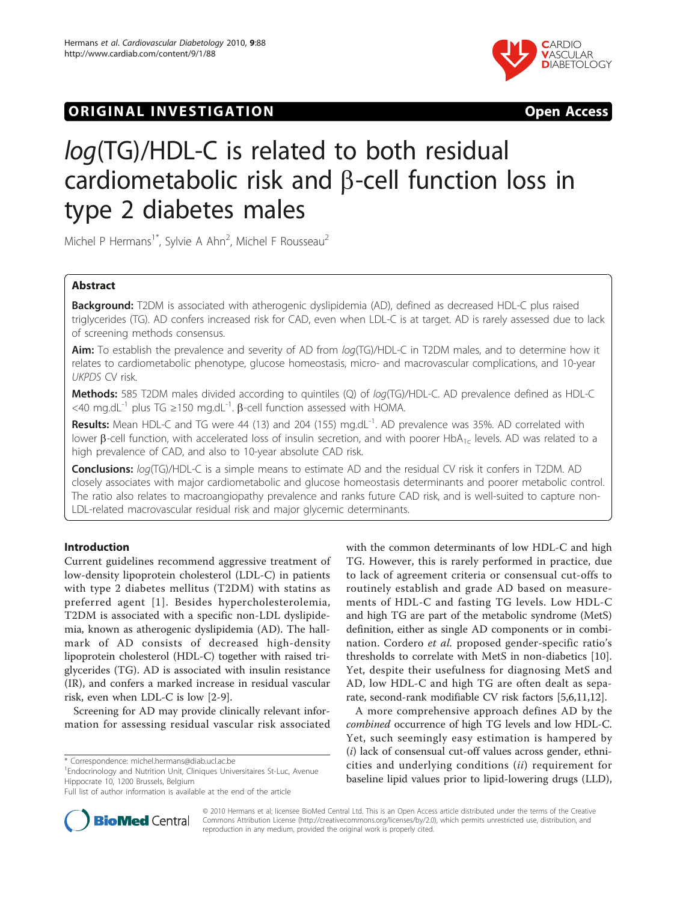ORIGINAL INVESTIGATION Open Access

# *log*(TG)/HDL-C is related to both residual cardiometabolic risk and β-cell function loss in type 2 diabetes males

Michel P Hermans[1*], Sylvie A Ahn[2], Michel F Rousseau[2]

## Abstract

**Background:** T2DM is associated with atherogenic dyslipidemia (AD), defined as decreased HDL-C plus raised triglycerides (TG). AD confers increased risk for CAD, even when LDL-C is at target. AD is rarely assessed due to lack of screening methods consensus.

**Aim:** To establish the prevalence and severity of AD from *log*(TG)/HDL-C in T2DM males, and to determine how it relates to cardiometabolic phenotype, glucose homeostasis, micro- and macrovascular complications, and 10-year *UKPDS* CV risk.

**Methods:** 585 T2DM males divided according to quintiles (Q) of *log*(TG)/HDL-C. AD prevalence defined as HDL-C <40 $mg.dL^{-1}$ plus TG ≥150 $mg.dL^{-1}$. β-cell function assessed with HOMA.

**Results:** Mean HDL-C and TG were 44 (13) and 204 (155) $mg.dL^{-1}$. AD prevalence was 35%. AD correlated with lower β-cell function, with accelerated loss of insulin secretion, and with poorer $HbA_{1c}$ levels. AD was related to a high prevalence of CAD, and also to 10-year absolute CAD risk.

**Conclusions:** *log*(TG)/HDL-C is a simple means to estimate AD and the residual CV risk it confers in T2DM. AD closely associates with major cardiometabolic and glucose homeostasis determinants and poorer metabolic control. The ratio also relates to macroangiopathy prevalence and ranks future CAD risk, and is well-suited to capture non-LDL-related macrovascular residual risk and major glycemic determinants.

## Introduction

Current guidelines recommend aggressive treatment of low-density lipoprotein cholesterol (LDL-C) in patients with type 2 diabetes mellitus (T2DM) with statins as preferred agent [1]. Besides hypercholesterolemia, T2DM is associated with a specific non-LDL dyslipidemia, known as atherogenic dyslipidemia (AD). The hallmark of AD consists of decreased high-density lipoprotein cholesterol (HDL-C) together with raised triglycerides (TG). AD is associated with insulin resistance (IR), and confers a marked increase in residual vascular risk, even when LDL-C is low [2-9].

Screening for AD may provide clinically relevant information for assessing residual vascular risk associated with the common determinants of low HDL-C and high TG. However, this is rarely performed in practice, due to lack of agreement criteria or consensual cut-offs to routinely establish and grade AD based on measurements of HDL-C and fasting TG levels. Low HDL-C and high TG are part of the metabolic syndrome (MetS) definition, either as single AD components or in combination. Cordero *et al.* proposed gender-specific ratio's thresholds to correlate with MetS in non-diabetics [10]. Yet, despite their usefulness for diagnosing MetS and AD, low HDL-C and high TG are often dealt as separate, second-rank modifiable CV risk factors [5,6,11,12].

A more comprehensive approach defines AD by the *combined* occurrence of high TG levels and low HDL-C. Yet, such seemingly easy estimation is hampered by (*i*) lack of consensual cut-off values across gender, ethnicities and underlying conditions (*ii*) requirement for baseline lipid values prior to lipid-lowering drugs (LLD),

\* Correspondence: michel.hermans@diab.ucl.ac.be
[1]Endocrinology and Nutrition Unit, Cliniques Universitaires St-Luc, Avenue Hippocrate 10, 1200 Brussels, Belgium
Full list of author information is available at the end of the article

© 2010 Hermans et al; licensee BioMed Central Ltd. This is an Open Access article distributed under the terms of the Creative Commons Attribution License (http://creativecommons.org/licenses/by/2.0), which permits unrestricted use, distribution, and reproduction in any medium, provided the original work is properly cited.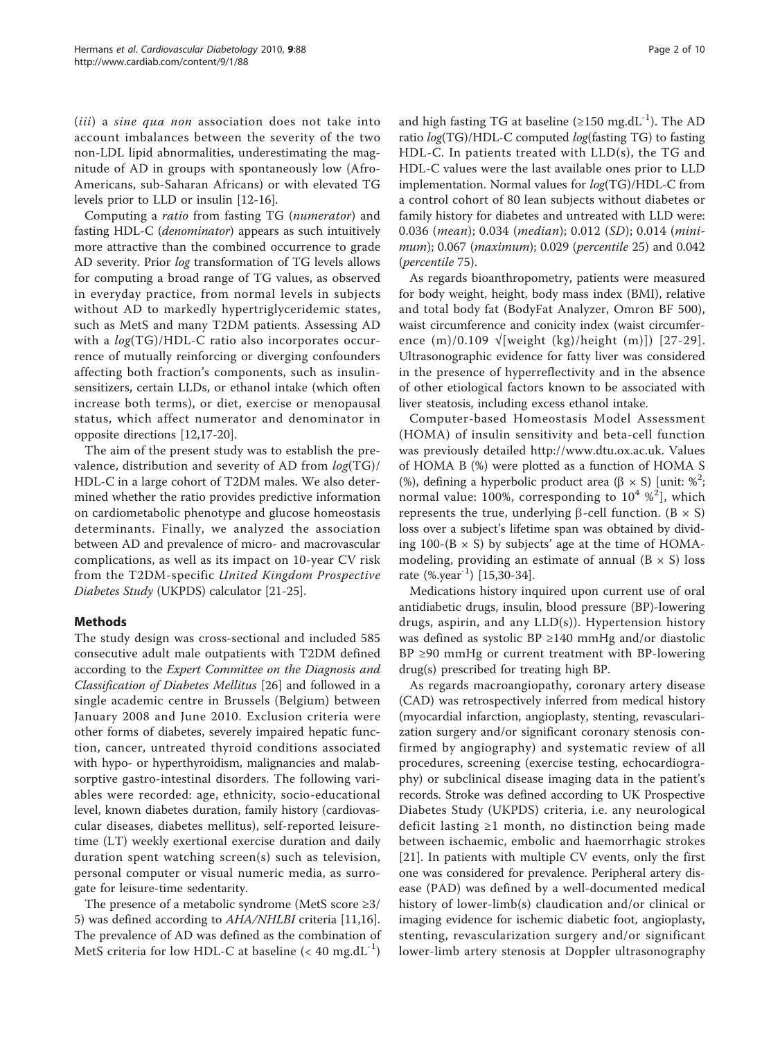(*iii*) a *sine qua non* association does not take into account imbalances between the severity of the two non-LDL lipid abnormalities, underestimating the magnitude of AD in groups with spontaneously low (Afro-Americans, sub-Saharan Africans) or with elevated TG levels prior to LLD or insulin [12-16].

Computing a *ratio* from fasting TG (*numerator*) and fasting HDL-C (*denominator*) appears as such intuitively more attractive than the combined occurrence to grade AD severity. Prior *log* transformation of TG levels allows for computing a broad range of TG values, as observed in everyday practice, from normal levels in subjects without AD to markedly hypertriglyceridemic states, such as MetS and many T2DM patients. Assessing AD with a *log*(TG)/HDL-C ratio also incorporates occurrence of mutually reinforcing or diverging confounders affecting both fraction's components, such as insulin-sensitizers, certain LLDs, or ethanol intake (which often increase both terms), or diet, exercise or menopausal status, which affect numerator and denominator in opposite directions [12,17-20].

The aim of the present study was to establish the prevalence, distribution and severity of AD from *log*(TG)/HDL-C in a large cohort of T2DM males. We also determined whether the ratio provides predictive information on cardiometabolic phenotype and glucose homeostasis determinants. Finally, we analyzed the association between AD and prevalence of micro- and macrovascular complications, as well as its impact on 10-year CV risk from the T2DM-specific *United Kingdom Prospective Diabetes Study* (UKPDS) calculator [21-25].

## Methods

The study design was cross-sectional and included 585 consecutive adult male outpatients with T2DM defined according to the *Expert Committee on the Diagnosis and Classification of Diabetes Mellitus* [26] and followed in a single academic centre in Brussels (Belgium) between January 2008 and June 2010. Exclusion criteria were other forms of diabetes, severely impaired hepatic function, cancer, untreated thyroid conditions associated with hypo- or hyperthyroidism, malignancies and malabsorptive gastro-intestinal disorders. The following variables were recorded: age, ethnicity, socio-educational level, known diabetes duration, family history (cardiovascular diseases, diabetes mellitus), self-reported leisure-time (LT) weekly exertional exercise duration and daily duration spent watching screen(s) such as television, personal computer or visual numeric media, as surrogate for leisure-time sedentarity.

The presence of a metabolic syndrome (MetS score ≥3/5) was defined according to *AHA/NHLBI* criteria [11,16]. The prevalence of AD was defined as the combination of MetS criteria for low HDL-C at baseline (< 40 mg.dL$^{-1}$) and high fasting TG at baseline (≥150 mg.dL$^{-1}$). The AD ratio *log*(TG)/HDL-C computed *log*(fasting TG) to fasting HDL-C. In patients treated with LLD(s), the TG and HDL-C values were the last available ones prior to LLD implementation. Normal values for *log*(TG)/HDL-C from a control cohort of 80 lean subjects without diabetes or family history for diabetes and untreated with LLD were: 0.036 (*mean*); 0.034 (*median*); 0.012 (*SD*); 0.014 (*minimum*); 0.067 (*maximum*); 0.029 (*percentile* 25) and 0.042 (*percentile* 75).

As regards bioanthropometry, patients were measured for body weight, height, body mass index (BMI), relative and total body fat (BodyFat Analyzer, Omron BF 500), waist circumference and conicity index (waist circumference (m)/0.109 $\sqrt{[\text{weight (kg)/height (m)}]}$) [27-29]. Ultrasonographic evidence for fatty liver was considered in the presence of hyperreflectivity and in the absence of other etiological factors known to be associated with liver steatosis, including excess ethanol intake.

Computer-based Homeostasis Model Assessment (HOMA) of insulin sensitivity and beta-cell function was previously detailed http://www.dtu.ox.ac.uk. Values of HOMA B (%) were plotted as a function of HOMA S (%), defining a hyperbolic product area ($\beta \times S$) [unit: %$^2$; normal value: 100%, corresponding to $10^4$ %$^2$], which represents the true, underlying β-cell function. ($B \times S$) loss over a subject's lifetime span was obtained by dividing 100-($B \times S$) by subjects' age at the time of HOMA-modeling, providing an estimate of annual ($B \times S$) loss rate (%.year$^{-1}$) [15,30-34].

Medications history inquired upon current use of oral antidiabetic drugs, insulin, blood pressure (BP)-lowering drugs, aspirin, and any LLD(s)). Hypertension history was defined as systolic BP ≥140 mmHg and/or diastolic BP ≥90 mmHg or current treatment with BP-lowering drug(s) prescribed for treating high BP.

As regards macroangiopathy, coronary artery disease (CAD) was retrospectively inferred from medical history (myocardial infarction, angioplasty, stenting, revascularization surgery and/or significant coronary stenosis confirmed by angiography) and systematic review of all procedures, screening (exercise testing, echocardiography) or subclinical disease imaging data in the patient's records. Stroke was defined according to UK Prospective Diabetes Study (UKPDS) criteria, i.e. any neurological deficit lasting ≥1 month, no distinction being made between ischaemic, embolic and haemorrhagic strokes [21]. In patients with multiple CV events, only the first one was considered for prevalence. Peripheral artery disease (PAD) was defined by a well-documented medical history of lower-limb(s) claudication and/or clinical or imaging evidence for ischemic diabetic foot, angioplasty, stenting, revascularization surgery and/or significant lower-limb artery stenosis at Doppler ultrasonography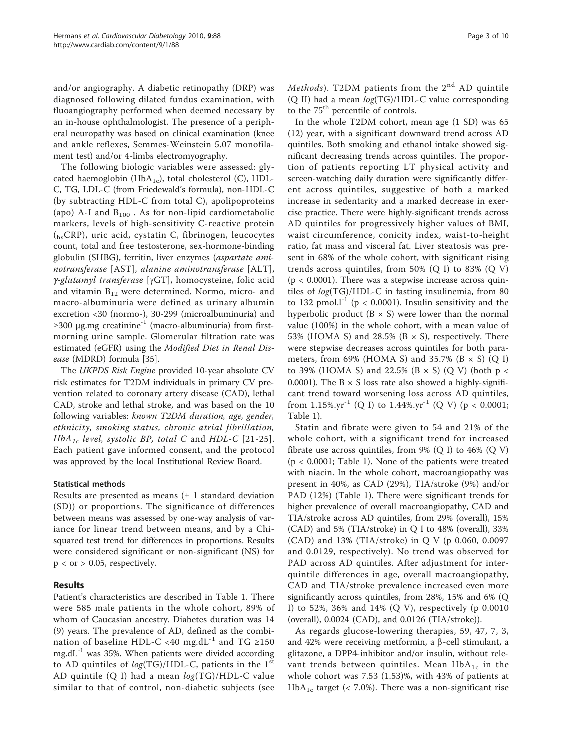and/or angiography. A diabetic retinopathy (DRP) was diagnosed following dilated fundus examination, with fluoangiography performed when deemed necessary by an in-house ophthalmologist. The presence of a peripheral neuropathy was based on clinical examination (knee and ankle reflexes, Semmes-Weinstein 5.07 monofilament test) and/or 4-limbs electromyography.

The following biologic variables were assessed: glycated haemoglobin ($HbA_{1c}$), total cholesterol (C), HDL-C, TG, LDL-C (from Friedewald's formula), non-HDL-C (by subtracting HDL-C from total C), apolipoproteins (apo) A-I and $B_{100}$ . As for non-lipid cardiometabolic markers, levels of high-sensitivity C-reactive protein ($_{hs}$CRP), uric acid, cystatin C, fibrinogen, leucocytes count, total and free testosterone, sex-hormone-binding globulin (SHBG), ferritin, liver enzymes (*aspartate aminotransferase* [AST], *alanine aminotransferase* [ALT], *γ-glutamyl transferase* [γGT], homocysteine, folic acid and vitamin $B_{12}$ were determined. Normo, micro- and macro-albuminuria were defined as urinary albumin excretion <30 (normo-), 30-299 (microalbuminuria) and ≥300 μg.mg creatinine$^{-1}$ (macro-albuminuria) from first-morning urine sample. Glomerular filtration rate was estimated (eGFR) using the *Modified Diet in Renal Disease* (MDRD) formula [35].

The *UKPDS Risk Engine* provided 10-year absolute CV risk estimates for T2DM individuals in primary CV prevention related to coronary artery disease (CAD), lethal CAD, stroke and lethal stroke, and was based on the 10 following variables: *known T2DM duration, age, gender, ethnicity, smoking status, chronic atrial fibrillation, $HbA_{1c}$ level, systolic BP, total C* and *HDL-C* [21-25]. Each patient gave informed consent, and the protocol was approved by the local Institutional Review Board.

### Statistical methods

Results are presented as means (± 1 standard deviation (SD)) or proportions. The significance of differences between means was assessed by one-way analysis of variance for linear trend between means, and by a Chi-squared test trend for differences in proportions. Results were considered significant or non-significant (NS) for $p <$ or $> 0.05$, respectively.

## Results

Patient's characteristics are described in Table 1. There were 585 male patients in the whole cohort, 89% of whom of Caucasian ancestry. Diabetes duration was 14 (9) years. The prevalence of AD, defined as the combination of baseline HDL-C <40 mg.dL$^{-1}$ and TG ≥150 mg.dL$^{-1}$ was 35%. When patients were divided according to AD quintiles of *log*(TG)/HDL-C, patients in the 1$^{st}$ AD quintile (Q I) had a mean *log*(TG)/HDL-C value similar to that of control, non-diabetic subjects (see *Methods*). T2DM patients from the 2$^{nd}$ AD quintile (Q II) had a mean *log*(TG)/HDL-C value corresponding to the 75$^{th}$ percentile of controls.

In the whole T2DM cohort, mean age (1 SD) was 65 (12) year, with a significant downward trend across AD quintiles. Both smoking and ethanol intake showed significant decreasing trends across quintiles. The proportion of patients reporting LT physical activity and screen-watching daily duration were significantly different across quintiles, suggestive of both a marked increase in sedentarity and a marked decrease in exercise practice. There were highly-significant trends across AD quintiles for progressively higher values of BMI, waist circumference, conicity index, waist-to-height ratio, fat mass and visceral fat. Liver steatosis was present in 68% of the whole cohort, with significant rising trends across quintiles, from 50% (Q I) to 83% (Q V) ($p < 0.0001$). There was a stepwise increase across quintiles of *log*(TG)/HDL-C in fasting insulinemia, from 80 to 132 pmol.l$^{-1}$ ($p < 0.0001$). Insulin sensitivity and the hyperbolic product (B × S) were lower than the normal value (100%) in the whole cohort, with a mean value of 53% (HOMA S) and 28.5% (B × S), respectively. There were stepwise decreases across quintiles for both parameters, from 69% (HOMA S) and 35.7% (B × S) (Q I) to 39% (HOMA S) and 22.5% (B × S) (Q V) (both $p < 0.0001$). The B × S loss rate also showed a highly-significant trend toward worsening loss across AD quintiles, from 1.15%.yr$^{-1}$ (Q I) to 1.44%.yr$^{-1}$ (Q V) ($p < 0.0001$; Table 1).

Statin and fibrate were given to 54 and 21% of the whole cohort, with a significant trend for increased fibrate use across quintiles, from 9% (Q I) to 46% (Q V) ($p < 0.0001$; Table 1). None of the patients were treated with niacin. In the whole cohort, macroangiopathy was present in 40%, as CAD (29%), TIA/stroke (9%) and/or PAD (12%) (Table 1). There were significant trends for higher prevalence of overall macroangiopathy, CAD and TIA/stroke across AD quintiles, from 29% (overall), 15% (CAD) and 5% (TIA/stroke) in Q I to 48% (overall), 33% (CAD) and 13% (TIA/stroke) in Q V (p 0.060, 0.0097 and 0.0129, respectively). No trend was observed for PAD across AD quintiles. After adjustment for inter-quintile differences in age, overall macroangiopathy, CAD and TIA/stroke prevalence increased even more significantly across quintiles, from 28%, 15% and 6% (Q I) to 52%, 36% and 14% (Q V), respectively (p 0.0010 (overall), 0.0024 (CAD), and 0.0126 (TIA/stroke)).

As regards glucose-lowering therapies, 59, 47, 7, 3, and 42% were receiving metformin, a β-cell stimulant, a glitazone, a DPP4-inhibitor and/or insulin, without relevant trends between quintiles. Mean $HbA_{1c}$ in the whole cohort was 7.53 (1.53)%, with 43% of patients at $HbA_{1c}$ target (< 7.0%). There was a non-significant rise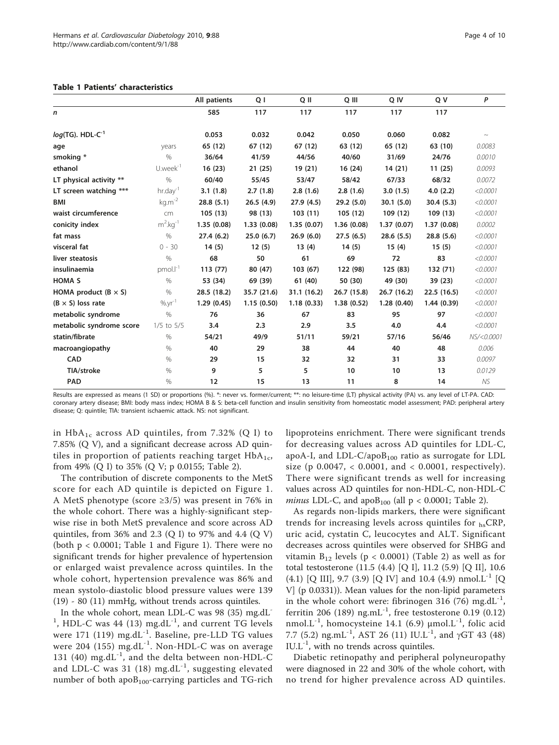**Table 1 Patients' characteristics**

| | | All patients | Q I | Q II | Q III | Q IV | Q V | *P* |
|---|---|---|---|---|---|---|---|---|
| ***n*** | | **585** | **117** | **117** | **117** | **117** | **117** | |
| ***log*(TG). HDL-C$^{-1}$** | | **0.053** | **0.032** | **0.042** | **0.050** | **0.060** | **0.082** | ~ |
| **age** | years | **65 (12)** | **67 (12)** | **67 (12)** | **63 (12)** | **65 (12)** | **63 (10)** | *0.0083* |
| **smoking** * | % | **36/64** | **41/59** | **44/56** | **40/60** | **31/69** | **24/76** | *0.0010* |
| **ethanol** | U.week$^{-1}$ | **16 (23)** | **21 (25)** | **19 (21)** | **16 (24)** | **14 (21)** | **11 (25)** | *0.0093* |
| **LT physical activity** ** | % | **60/40** | **55/45** | **53/47** | **58/42** | **67/33** | **68/32** | *0.0072* |
| **LT screen watching** *** | hr.day$^{-1}$ | **3.1 (1.8)** | **2.7 (1.8)** | **2.8 (1.6)** | **2.8 (1.6)** | **3.0 (1.5)** | **4.0 (2.2)** | *<0.0001* |
| **BMI** | kg.m$^{-2}$ | **28.8 (5.1)** | **26.5 (4.9)** | **27.9 (4.5)** | **29.2 (5.0)** | **30.1 (5.0)** | **30.4 (5.3)** | *<0.0001* |
| **waist circumference** | cm | **105 (13)** | **98 (13)** | **103 (11)** | **105 (12)** | **109 (12)** | **109 (13)** | *<0.0001* |
| **conicity index** | m$^2$.kg$^{-1}$ | **1.35 (0.08)** | **1.33 (0.08)** | **1.35 (0.07)** | **1.36 (0.08)** | **1.37 (0.07)** | **1.37 (0.08)** | *0.0002* |
| **fat mass** | % | **27.4 (6.2)** | **25.0 (6.7)** | **26.9 (6.0)** | **27.5 (6.5)** | **28.6 (5.5)** | **28.8 (5.6)** | *<0.0001* |
| **visceral fat** | 0 - 30 | **14 (5)** | **12 (5)** | **13 (4)** | **14 (5)** | **15 (4)** | **15 (5)** | *<0.0001* |
| **liver steatosis** | % | **68** | **50** | **61** | **69** | **72** | **83** | *<0.0001* |
| **insulinaemia** | pmol.l$^{-1}$ | **113 (77)** | **80 (47)** | **103 (67)** | **122 (98)** | **125 (83)** | **132 (71)** | *<0.0001* |
| **HOMA S** | % | **53 (34)** | **69 (39)** | **61 (40)** | **50 (30)** | **49 (30)** | **39 (23)** | *<0.0001* |
| **HOMA product (B × S)** | % | **28.5 (18.2)** | **35.7 (21.6)** | **31.1 (16.2)** | **26.7 (15.8)** | **26.7 (16.2)** | **22.5 (16.5)** | *<0.0001* |
| **(B × S) loss rate** | %.yr$^{-1}$ | **1.29 (0.45)** | **1.15 (0.50)** | **1.18 (0.33)** | **1.38 (0.52)** | **1.28 (0.40)** | **1.44 (0.39)** | *<0.0001* |
| **metabolic syndrome** | % | **76** | **36** | **67** | **83** | **95** | **97** | *<0.0001* |
| **metabolic syndrome score** | 1/5 to 5/5 | **3.4** | **2.3** | **2.9** | **3.5** | **4.0** | **4.4** | *<0.0001* |
| **statin/fibrate** | % | **54/21** | **49/9** | **51/11** | **59/21** | **57/16** | **56/46** | *NS/<0.0001* |
| **macroangiopathy** | % | **40** | **29** | **38** | **44** | **40** | **48** | *0.006* |
| **CAD** | % | **29** | **15** | **32** | **32** | **31** | **33** | *0.0097* |
| **TIA/stroke** | % | **9** | **5** | **5** | **10** | **10** | **13** | *0.0129* |
| **PAD** | % | **12** | **15** | **13** | **11** | **8** | **14** | *NS* |

Results are expressed as means (1 SD) or proportions (%). *: never vs. former/current; **: no leisure-time (LT) physical activity (PA) vs. any level of LT-PA. CAD: coronary artery disease; BMI: body mass index; HOMA B & S: beta-cell function and insulin sensitivity from homeostatic model assessment; PAD: peripheral artery disease; Q: quintile; TIA: transient ischaemic attack. NS: not significant.

in $HbA_{1c}$ across AD quintiles, from 7.32% (Q I) to 7.85% (Q V), and a significant decrease across AD quintiles in proportion of patients reaching target $HbA_{1c}$, from 49% (Q I) to 35% (Q V; p 0.0155; Table 2).

The contribution of discrete components to the MetS score for each AD quintile is depicted on Figure 1. A MetS phenotype (score ≥3/5) was present in 76% in the whole cohort. There was a highly-significant stepwise rise in both MetS prevalence and score across AD quintiles, from 36% and 2.3 (Q I) to 97% and 4.4 (Q V) (both $p < 0.0001$; Table 1 and Figure 1). There were no significant trends for higher prevalence of hypertension or enlarged waist prevalence across quintiles. In the whole cohort, hypertension prevalence was 86% and mean systolo-diastolic blood pressure values were 139 (19) - 80 (11) mmHg, without trends across quintiles.

In the whole cohort, mean LDL-C was 98 (35) mg.dL$^{-1}$, HDL-C was 44 (13) mg.dL$^{-1}$, and current TG levels were 171 (119) mg.dL$^{-1}$. Baseline, pre-LLD TG values were 204 (155) mg.dL$^{-1}$. Non-HDL-C was on average 131 (40) mg.dL$^{-1}$, and the delta between non-HDL-C and LDL-C was 31 (18) mg.dL$^{-1}$, suggesting elevated number of both $apoB_{100}$-carrying particles and TG-rich lipoproteins enrichment. There were significant trends for decreasing values across AD quintiles for LDL-C, apoA-I, and LDL-C/$apoB_{100}$ ratio as surrogate for LDL size (p 0.0047, < 0.0001, and < 0.0001, respectively). There were significant trends as well for increasing values across AD quintiles for non-HDL-C, non-HDL-C *minus* LDL-C, and $apoB_{100}$ (all $p < 0.0001$; Table 2).

As regards non-lipids markers, there were significant trends for increasing levels across quintiles for $_{hs}$CRP, uric acid, cystatin C, leucocytes and ALT. Significant decreases across quintiles were observed for SHBG and vitamin $B_{12}$ levels ($p < 0.0001$) (Table 2) as well as for total testosterone (11.5 (4.4) [Q I], 11.2 (5.9) [Q II], 10.6 (4.1) [Q III], 9.7 (3.9) [Q IV] and 10.4 (4.9) nmol.L$^{-1}$ [Q V] (p 0.0331)). Mean values for the non-lipid parameters in the whole cohort were: fibrinogen 316 (76) mg.dL$^{-1}$, ferritin 206 (189) ng.mL$^{-1}$, free testosterone 0.19 (0.12) nmol.L$^{-1}$, homocysteine 14.1 (6.9) μmol.L$^{-1}$, folic acid 7.7 (5.2) ng.mL$^{-1}$, AST 26 (11) IU.L$^{-1}$, and γGT 43 (48) IU.L$^{-1}$, with no trends across quintiles.

Diabetic retinopathy and peripheral polyneuropathy were diagnosed in 22 and 30% of the whole cohort, with no trend for higher prevalence across AD quintiles.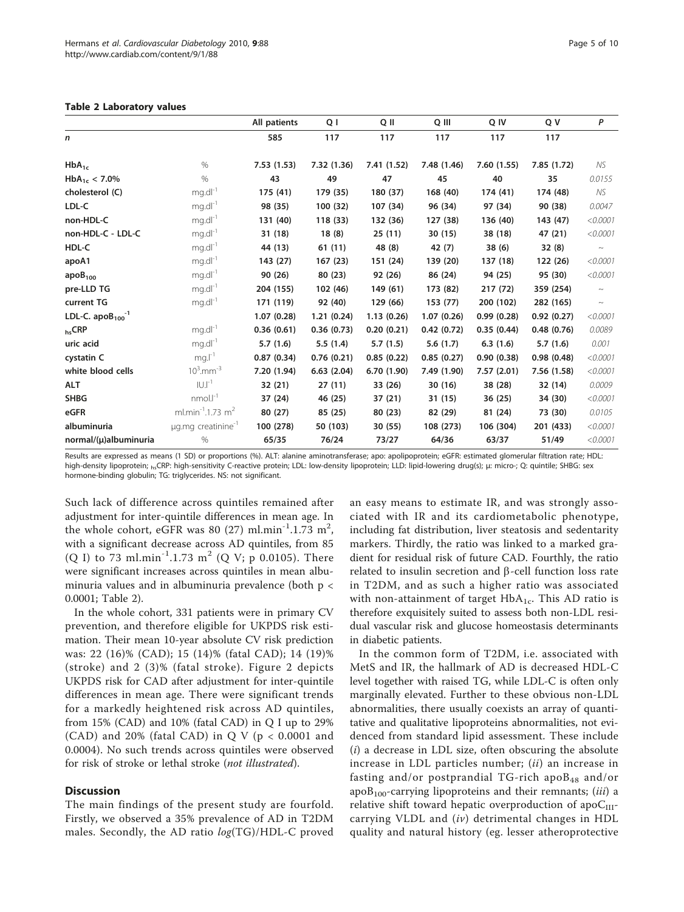**Table 2 Laboratory values**

| | | All patients | Q I | Q II | Q III | Q IV | Q V | *P* |
|---|---|---|---|---|---|---|---|---|
| ***n*** | | 585 | 117 | 117 | 117 | 117 | 117 | |
| $HbA_{1c}$ | % | 7.53 (1.53) | 7.32 (1.36) | 7.41 (1.52) | 7.48 (1.46) | 7.60 (1.55) | 7.85 (1.72) | *NS* |
| $HbA_{1c}$ < 7.0% | % | 43 | 49 | 47 | 45 | 40 | 35 | *0.0155* |
| **cholesterol (C)** | $mg.dl^{-1}$ | 175 (41) | 179 (35) | 180 (37) | 168 (40) | 174 (41) | 174 (48) | *NS* |
| **LDL-C** | $mg.dl^{-1}$ | 98 (35) | 100 (32) | 107 (34) | 96 (34) | 97 (34) | 90 (38) | *0.0047* |
| **non-HDL-C** | $mg.dl^{-1}$ | 131 (40) | 118 (33) | 132 (36) | 127 (38) | 136 (40) | 143 (47) | *<0.0001* |
| **non-HDL-C - LDL-C** | $mg.dl^{-1}$ | 31 (18) | 18 (8) | 25 (11) | 30 (15) | 38 (18) | 47 (21) | *<0.0001* |
| **HDL-C** | $mg.dl^{-1}$ | 44 (13) | 61 (11) | 48 (8) | 42 (7) | 38 (6) | 32 (8) | ~ |
| **apoA1** | $mg.dl^{-1}$ | 143 (27) | 167 (23) | 151 (24) | 139 (20) | 137 (18) | 122 (26) | *<0.0001* |
| $apoB_{100}$ | $mg.dl^{-1}$ | 90 (26) | 80 (23) | 92 (26) | 86 (24) | 94 (25) | 95 (30) | *<0.0001* |
| **pre-LLD TG** | $mg.dl^{-1}$ | 204 (155) | 102 (46) | 149 (61) | 173 (82) | 217 (72) | 359 (254) | ~ |
| **current TG** | $mg.dl^{-1}$ | 171 (119) | 92 (40) | 129 (66) | 153 (77) | 200 (102) | 282 (165) | ~ |
| **LDL-C.** $apoB_{100}^{-1}$ | | 1.07 (0.28) | 1.21 (0.24) | 1.13 (0.26) | 1.07 (0.26) | 0.99 (0.28) | 0.92 (0.27) | *<0.0001* |
| $_{hs}$**CRP** | $mg.dl^{-1}$ | 0.36 (0.61) | 0.36 (0.73) | 0.20 (0.21) | 0.42 (0.72) | 0.35 (0.44) | 0.48 (0.76) | *0.0089* |
| **uric acid** | $mg.dl^{-1}$ | 5.7 (1.6) | 5.5 (1.4) | 5.7 (1.5) | 5.6 (1.7) | 6.3 (1.6) | 5.7 (1.6) | *0.001* |
| **cystatin C** | $mg.l^{-1}$ | 0.87 (0.34) | 0.76 (0.21) | 0.85 (0.22) | 0.85 (0.27) | 0.90 (0.38) | 0.98 (0.48) | *<0.0001* |
| **white blood cells** | $10^3.mm^{-3}$ | 7.20 (1.94) | 6.63 (2.04) | 6.70 (1.90) | 7.49 (1.90) | 7.57 (2.01) | 7.56 (1.58) | *<0.0001* |
| **ALT** | $IU.l^{-1}$ | 32 (21) | 27 (11) | 33 (26) | 30 (16) | 38 (28) | 32 (14) | *0.0009* |
| **SHBG** | $nmol.l^{-1}$ | 37 (24) | 46 (25) | 37 (21) | 31 (15) | 36 (25) | 34 (30) | *<0.0001* |
| **eGFR** | $ml.min^{-1}.1.73\ m^2$ | 80 (27) | 85 (25) | 80 (23) | 82 (29) | 81 (24) | 73 (30) | *0.0105* |
| **albuminuria** | μg.mg $creatinine^{-1}$ | 100 (278) | 50 (103) | 30 (55) | 108 (273) | 106 (304) | 201 (433) | *<0.0001* |
| **normal/(μ)albuminuria** | % | 65/35 | 76/24 | 73/27 | 64/36 | 63/37 | 51/49 | *<0.0001* |

Results are expressed as means (1 SD) or proportions (%). ALT: alanine aminotransferase; apo: apolipoprotein; eGFR: estimated glomerular filtration rate; HDL: high-density lipoprotein; $_{hs}$CRP: high-sensitivity C-reactive protein; LDL: low-density lipoprotein; LLD: lipid-lowering drug(s); μ: micro-; Q: quintile; SHBG: sex hormone-binding globulin; TG: triglycerides. NS: not significant.

Such lack of difference across quintiles remained after adjustment for inter-quintile differences in mean age. In the whole cohort, eGFR was 80 (27) $ml.min^{-1}.1.73\ m^2$, with a significant decrease across AD quintiles, from 85 (Q I) to 73 $ml.min^{-1}.1.73\ m^2$ (Q V; p 0.0105). There were significant increases across quintiles in mean albuminuria values and in albuminuria prevalence (both $p < 0.0001$; Table 2).

In the whole cohort, 331 patients were in primary CV prevention, and therefore eligible for UKPDS risk estimation. Their mean 10-year absolute CV risk prediction was: 22 (16)% (CAD); 15 (14)% (fatal CAD); 14 (19)% (stroke) and 2 (3)% (fatal stroke). Figure 2 depicts UKPDS risk for CAD after adjustment for inter-quintile differences in mean age. There were significant trends for a markedly heightened risk across AD quintiles, from 15% (CAD) and 10% (fatal CAD) in Q I up to 29% (CAD) and 20% (fatal CAD) in Q V ($p < 0.0001$ and 0.0004). No such trends across quintiles were observed for risk of stroke or lethal stroke (*not illustrated*).

## Discussion

The main findings of the present study are fourfold. Firstly, we observed a 35% prevalence of AD in T2DM males. Secondly, the AD ratio *log*(TG)/HDL-C proved an easy means to estimate IR, and was strongly associated with IR and its cardiometabolic phenotype, including fat distribution, liver steatosis and sedentarity markers. Thirdly, the ratio was linked to a marked gradient for residual risk of future CAD. Fourthly, the ratio related to insulin secretion and β-cell function loss rate in T2DM, and as such a higher ratio was associated with non-attainment of target $HbA_{1c}$. This AD ratio is therefore exquisitely suited to assess both non-LDL residual vascular risk and glucose homeostasis determinants in diabetic patients.

In the common form of T2DM, i.e. associated with MetS and IR, the hallmark of AD is decreased HDL-C level together with raised TG, while LDL-C is often only marginally elevated. Further to these obvious non-LDL abnormalities, there usually coexists an array of quantitative and qualitative lipoproteins abnormalities, not evidenced from standard lipid assessment. These include (*i*) a decrease in LDL size, often obscuring the absolute increase in LDL particles number; (*ii*) an increase in fasting and/or postprandial TG-rich $apoB_{48}$ and/or $apoB_{100}$-carrying lipoproteins and their remnants; (*iii*) a relative shift toward hepatic overproduction of $apoC_{III}$-carrying VLDL and (*iv*) detrimental changes in HDL quality and natural history (eg. lesser atheroprotective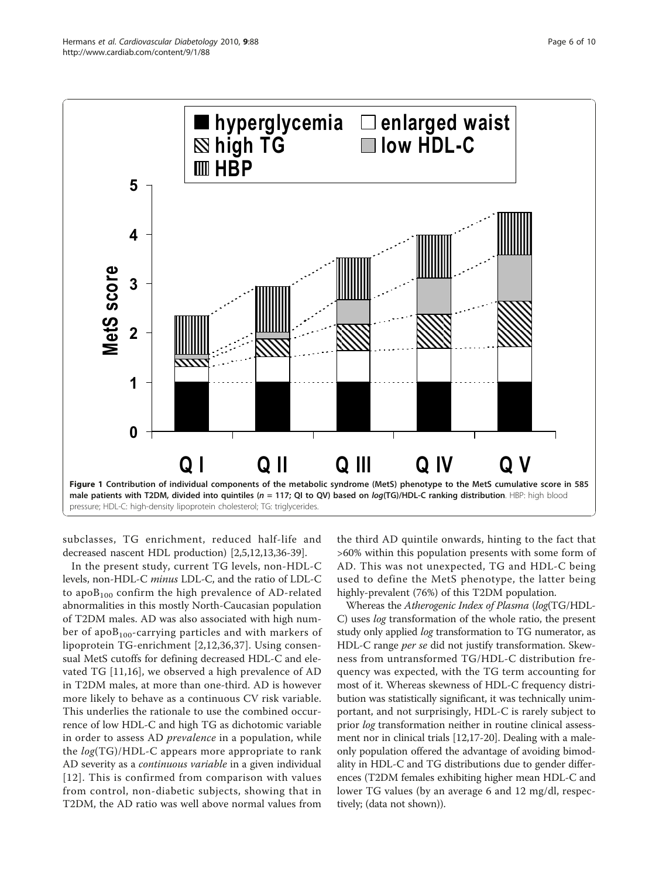**Figure 1 Contribution of individual components of the metabolic syndrome (MetS) phenotype to the MetS cumulative score in 585 male patients with T2DM, divided into quintiles (*n* = 117; QI to QV) based on *log*(TG)/HDL-C ranking distribution**. HBP: high blood pressure; HDL-C: high-density lipoprotein cholesterol; TG: triglycerides.

subclasses, TG enrichment, reduced half-life and decreased nascent HDL production) [2,5,12,13,36-39].

In the present study, current TG levels, non-HDL-C levels, non-HDL-C *minus* LDL-C, and the ratio of LDL-C to $apoB_{100}$ confirm the high prevalence of AD-related abnormalities in this mostly North-Caucasian population of T2DM males. AD was also associated with high number of $apoB_{100}$-carrying particles and with markers of lipoprotein TG-enrichment [2,12,36,37]. Using consensual MetS cutoffs for defining decreased HDL-C and elevated TG [11,16], we observed a high prevalence of AD in T2DM males, at more than one-third. AD is however more likely to behave as a continuous CV risk variable. This underlies the rationale to use the combined occurrence of low HDL-C and high TG as dichotomic variable in order to assess AD *prevalence* in a population, while the *log*(TG)/HDL-C appears more appropriate to rank AD severity as a *continuous variable* in a given individual [12]. This is confirmed from comparison with values from control, non-diabetic subjects, showing that in T2DM, the AD ratio was well above normal values from the third AD quintile onwards, hinting to the fact that >60% within this population presents with some form of AD. This was not unexpected, TG and HDL-C being used to define the MetS phenotype, the latter being highly-prevalent (76%) of this T2DM population.

Whereas the *Atherogenic Index of Plasma* (*log*(TG/HDL-C) uses *log* transformation of the whole ratio, the present study only applied *log* transformation to TG numerator, as HDL-C range *per se* did not justify transformation. Skewness from untransformed TG/HDL-C distribution frequency was expected, with the TG term accounting for most of it. Whereas skewness of HDL-C frequency distribution was statistically significant, it was technically unimportant, and not surprisingly, HDL-C is rarely subject to prior *log* transformation neither in routine clinical assessment nor in clinical trials [12,17-20]. Dealing with a male-only population offered the advantage of avoiding bimodality in HDL-C and TG distributions due to gender differences (T2DM females exhibiting higher mean HDL-C and lower TG values (by an average 6 and 12 mg/dl, respectively; (data not shown)).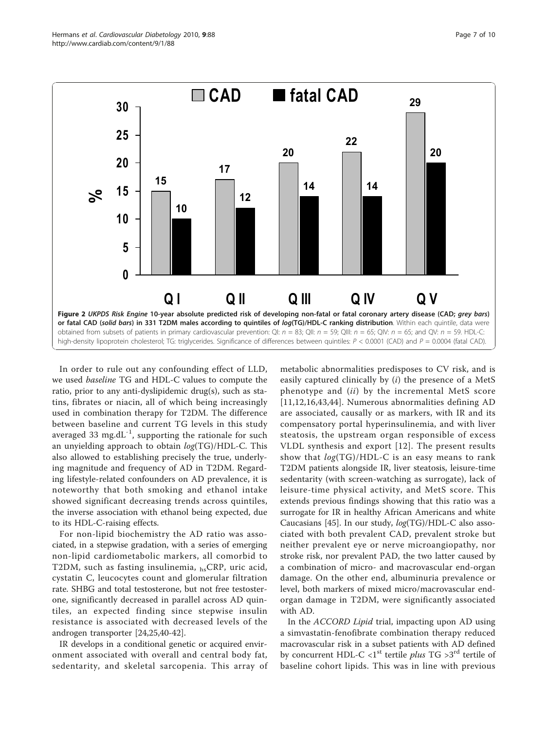**Figure 2** *UKPDS Risk Engine* **10-year absolute predicted risk of developing non-fatal or fatal coronary artery disease (CAD; *grey bars*) or fatal CAD (*solid bars*) in 331 T2DM males according to quintiles of *log*(TG)/HDL-C ranking distribution**. Within each quintile, data were obtained from subsets of patients in primary cardiovascular prevention: QI: $n = 83$; QII: $n = 59$; QIII: $n = 65$; QIV: $n = 65$; and QV: $n = 59$. HDL-C: high-density lipoprotein cholesterol; TG: triglycerides. Significance of differences between quintiles: $P < 0.0001$ (CAD) and $P = 0.0004$ (fatal CAD).

In order to rule out any confounding effect of LLD, we used *baseline* TG and HDL-C values to compute the ratio, prior to any anti-dyslipidemic drug(s), such as statins, fibrates or niacin, all of which being increasingly used in combination therapy for T2DM. The difference between baseline and current TG levels in this study averaged 33 mg.dL$^{-1}$, supporting the rationale for such an unyielding approach to obtain *log*(TG)/HDL-C. This also allowed to establishing precisely the true, underlying magnitude and frequency of AD in T2DM. Regarding lifestyle-related confounders on AD prevalence, it is noteworthy that both smoking and ethanol intake showed significant decreasing trends across quintiles, the inverse association with ethanol being expected, due to its HDL-C-raising effects.

For non-lipid biochemistry the AD ratio was associated, in a stepwise gradation, with a series of emerging non-lipid cardiometabolic markers, all comorbid to T2DM, such as fasting insulinemia, $_{hs}$CRP, uric acid, cystatin C, leucocytes count and glomerular filtration rate. SHBG and total testosterone, but not free testosterone, significantly decreased in parallel across AD quintiles, an expected finding since stepwise insulin resistance is associated with decreased levels of the androgen transporter [24,25,40-42].

IR develops in a conditional genetic or acquired environment associated with overall and central body fat, sedentarity, and skeletal sarcopenia. This array of metabolic abnormalities predisposes to CV risk, and is easily captured clinically by (*i*) the presence of a MetS phenotype and (*ii*) by the incremental MetS score [11,12,16,43,44]. Numerous abnormalities defining AD are associated, causally or as markers, with IR and its compensatory portal hyperinsulinemia, and with liver steatosis, the upstream organ responsible of excess VLDL synthesis and export [12]. The present results show that *log*(TG)/HDL-C is an easy means to rank T2DM patients alongside IR, liver steatosis, leisure-time sedentarity (with screen-watching as surrogate), lack of leisure-time physical activity, and MetS score. This extends previous findings showing that this ratio was a surrogate for IR in healthy African Americans and white Caucasians [45]. In our study, *log*(TG)/HDL-C also associated with both prevalent CAD, prevalent stroke but neither prevalent eye or nerve microangiopathy, nor stroke risk, nor prevalent PAD, the two latter caused by a combination of micro- and macrovascular end-organ damage. On the other end, albuminuria prevalence or level, both markers of mixed micro/macrovascular end-organ damage in T2DM, were significantly associated with AD.

In the *ACCORD Lipid* trial, impacting upon AD using a simvastatin-fenofibrate combination therapy reduced macrovascular risk in a subset patients with AD defined by concurrent HDL-C <1$^{st}$ tertile *plus* TG >3$^{rd}$ tertile of baseline cohort lipids. This was in line with previous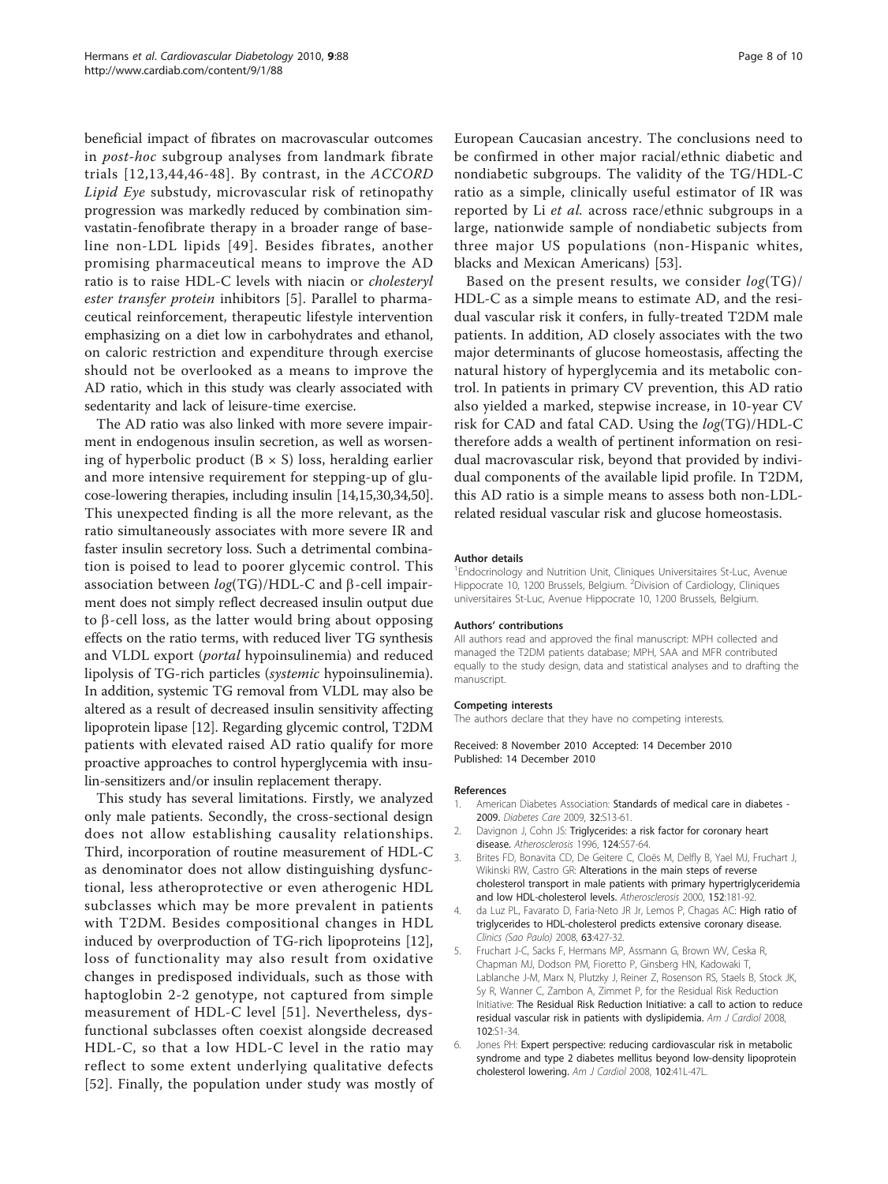beneficial impact of fibrates on macrovascular outcomes in *post-hoc* subgroup analyses from landmark fibrate trials [12,13,44,46-48]. By contrast, in the *ACCORD Lipid Eye* substudy, microvascular risk of retinopathy progression was markedly reduced by combination simvastatin-fenofibrate therapy in a broader range of baseline non-LDL lipids [49]. Besides fibrates, another promising pharmaceutical means to improve the AD ratio is to raise HDL-C levels with niacin or *cholesteryl ester transfer protein* inhibitors [5]. Parallel to pharmaceutical reinforcement, therapeutic lifestyle intervention emphasizing on a diet low in carbohydrates and ethanol, on caloric restriction and expenditure through exercise should not be overlooked as a means to improve the AD ratio, which in this study was clearly associated with sedentarity and lack of leisure-time exercise.

The AD ratio was also linked with more severe impairment in endogenous insulin secretion, as well as worsening of hyperbolic product ($B \times S$) loss, heralding earlier and more intensive requirement for stepping-up of glucose-lowering therapies, including insulin [14,15,30,34,50]. This unexpected finding is all the more relevant, as the ratio simultaneously associates with more severe IR and faster insulin secretory loss. Such a detrimental combination is poised to lead to poorer glycemic control. This association between *log*(TG)/HDL-C and β-cell impairment does not simply reflect decreased insulin output due to β-cell loss, as the latter would bring about opposing effects on the ratio terms, with reduced liver TG synthesis and VLDL export (*portal* hypoinsulinemia) and reduced lipolysis of TG-rich particles (*systemic* hypoinsulinemia). In addition, systemic TG removal from VLDL may also be altered as a result of decreased insulin sensitivity affecting lipoprotein lipase [12]. Regarding glycemic control, T2DM patients with elevated raised AD ratio qualify for more proactive approaches to control hyperglycemia with insulin-sensitizers and/or insulin replacement therapy.

This study has several limitations. Firstly, we analyzed only male patients. Secondly, the cross-sectional design does not allow establishing causality relationships. Third, incorporation of routine measurement of HDL-C as denominator does not allow distinguishing dysfunctional, less atheroprotective or even atherogenic HDL subclasses which may be more prevalent in patients with T2DM. Besides compositional changes in HDL induced by overproduction of TG-rich lipoproteins [12], loss of functionality may also result from oxidative changes in predisposed individuals, such as those with haptoglobin 2-2 genotype, not captured from simple measurement of HDL-C level [51]. Nevertheless, dysfunctional subclasses often coexist alongside decreased HDL-C, so that a low HDL-C level in the ratio may reflect to some extent underlying qualitative defects [52]. Finally, the population under study was mostly of European Caucasian ancestry. The conclusions need to be confirmed in other major racial/ethnic diabetic and nondiabetic subgroups. The validity of the TG/HDL-C ratio as a simple, clinically useful estimator of IR was reported by Li *et al.* across race/ethnic subgroups in a large, nationwide sample of nondiabetic subjects from three major US populations (non-Hispanic whites, blacks and Mexican Americans) [53].

Based on the present results, we consider *log*(TG)/HDL-C as a simple means to estimate AD, and the residual vascular risk it confers, in fully-treated T2DM male patients. In addition, AD closely associates with the two major determinants of glucose homeostasis, affecting the natural history of hyperglycemia and its metabolic control. In patients in primary CV prevention, this AD ratio also yielded a marked, stepwise increase, in 10-year CV risk for CAD and fatal CAD. Using the *log*(TG)/HDL-C therefore adds a wealth of pertinent information on residual macrovascular risk, beyond that provided by individual components of the available lipid profile. In T2DM, this AD ratio is a simple means to assess both non-LDL-related residual vascular risk and glucose homeostasis.

#### Author details

[1]Endocrinology and Nutrition Unit, Cliniques Universitaires St-Luc, Avenue Hippocrate 10, 1200 Brussels, Belgium. [2]Division of Cardiology, Cliniques universitaires St-Luc, Avenue Hippocrate 10, 1200 Brussels, Belgium.

#### Authors' contributions

All authors read and approved the final manuscript: MPH collected and managed the T2DM patients database; MPH, SAA and MFR contributed equally to the study design, data and statistical analyses and to drafting the manuscript.

#### Competing interests

The authors declare that they have no competing interests.

Received: 8 November 2010 Accepted: 14 December 2010
Published: 14 December 2010

#### References

1. American Diabetes Association: **Standards of medical care in diabetes - 2009.** *Diabetes Care* 2009, **32**:S13-61.
2. Davignon J, Cohn JS: **Triglycerides: a risk factor for coronary heart disease.** *Atherosclerosis* 1996, **124**:S57-64.
3. Brites FD, Bonavita CD, De Geitere C, Cloës M, Delfly B, Yael MJ, Fruchart J, Wikinski RW, Castro GR: **Alterations in the main steps of reverse cholesterol transport in male patients with primary hypertriglyceridemia and low HDL-cholesterol levels.** *Atherosclerosis* 2000, **152**:181-92.
4. da Luz PL, Favarato D, Faria-Neto JR Jr, Lemos P, Chagas AC: **High ratio of triglycerides to HDL-cholesterol predicts extensive coronary disease.** *Clinics (Sao Paulo)* 2008, **63**:427-32.
5. Fruchart J-C, Sacks F, Hermans MP, Assmann G, Brown WV, Ceska R, Chapman MJ, Dodson PM, Fioretto P, Ginsberg HN, Kadowaki T, Lablanche J-M, Marx N, Plutzky J, Reiner Z, Rosenson RS, Staels B, Stock JK, Sy R, Wanner C, Zambon A, Zimmet P, for the Residual Risk Reduction Initiative: **The Residual Risk Reduction Initiative: a call to action to reduce residual vascular risk in patients with dyslipidemia.** *Am J Cardiol* 2008, **102**:S1-34.
6. Jones PH: **Expert perspective: reducing cardiovascular risk in metabolic syndrome and type 2 diabetes mellitus beyond low-density lipoprotein cholesterol lowering.** *Am J Cardiol* 2008, **102**:41L-47L.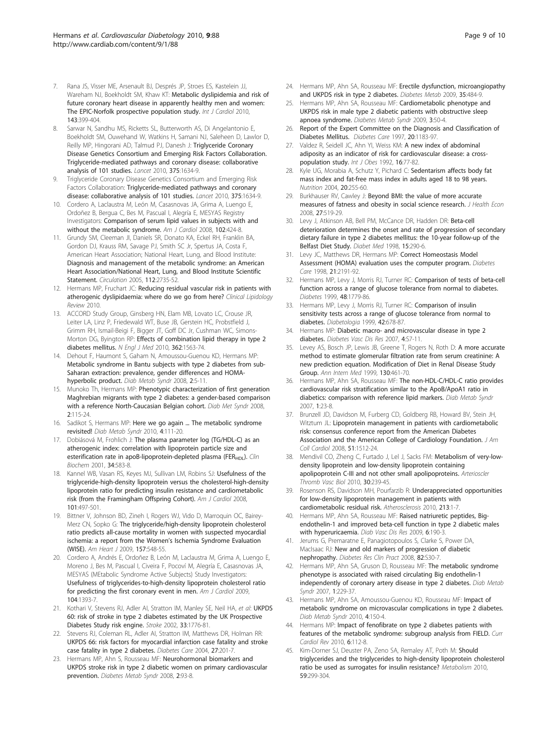7. Rana JS, Visser ME, Arsenault BJ, Després JP, Stroes ES, Kastelein JJ, Wareham NJ, Boekholdt SM, Khaw KT: **Metabolic dyslipidemia and risk of future coronary heart disease in apparently healthy men and women: The EPIC-Norfolk prospective population study.** *Int J Cardiol* 2010, **143**:399-404.
8. Sarwar N, Sandhu MS, Ricketts SL, Butterworth AS, Di Angelantonio E, Boekholdt SM, Ouwehand W, Watkins H, Samani NJ, Saleheen D, Lawlor D, Reilly MP, Hingorani AD, Talmud PJ, Danesh J: **Triglyceride Coronary Disease Genetics Consortium and Emerging Risk Factors Collaboration. Triglyceride-mediated pathways and coronary disease: collaborative analysis of 101 studies.** *Lancet* 2010, **375**:1634-9.
9. Triglyceride Coronary Disease Genetics Consortium and Emerging Risk Factors Collaboration: **Triglyceride-mediated pathways and coronary disease: collaborative analysis of 101 studies.** *Lancet* 2010, **375**:1634-9.
10. Cordero A, Laclaustra M, León M, Casasnovas JA, Grima A, Luengo E, Ordoñez B, Bergua C, Bes M, Pascual I, Alegría E, MESYAS Registry Investigators: **Comparison of serum lipid values in subjects with and without the metabolic syndrome.** *Am J Cardiol* 2008, **102**:424-8.
11. Grundy SM, Cleeman JI, Daniels SR, Donato KA, Eckel RH, Franklin BA, Gordon DJ, Krauss RM, Savage PJ, Smith SC Jr, Spertus JA, Costa F, American Heart Association; National Heart, Lung, and Blood Institute: **Diagnosis and management of the metabolic syndrome: an American Heart Association/National Heart, Lung, and Blood Institute Scientific Statement.** *Circulation* 2005, **112**:2735-52.
12. Hermans MP, Fruchart JC: **Reducing residual vascular risk in patients with atherogenic dyslipidaemia: where do we go from here?** *Clinical Lipidology Review* 2010.
13. ACCORD Study Group, Ginsberg HN, Elam MB, Lovato LC, Crouse JR, Leiter LA, Linz P, Friedewald WT, Buse JB, Gerstein HC, Probstfield J, Grimm RH, Ismail-Beigi F, Bigger JT, Goff DC Jr, Cushman WC, Simons-Morton DG, Byington RP: **Effects of combination lipid therapy in type 2 diabetes mellitus.** *N Engl J Med* 2010, **362**:1563-74.
14. Dehout F, Haumont S, Gaham N, Amoussou-Guenou KD, Hermans MP: **Metabolic syndrome in Bantu subjects with type 2 diabetes from sub-Saharan extraction: prevalence, gender differences and HOMA-hyperbolic product.** *Diab Metab Syndr* 2008, **2**:5-11.
15. Munoko Th, Hermans MP: **Phenotypic characterization of first generation Maghrebian migrants with type 2 diabetes: a gender-based comparison with a reference North-Caucasian Belgian cohort.** *Diab Met Syndr* 2008, **2**:115-24.
16. Sadikot S, Hermans MP: **Here we go again ... The metabolic syndrome revisited!** *Diab Metab Syndr* 2010, **4**:111-20.
17. Dobiásová M, Frohlich J: **The plasma parameter log (TG/HDL-C) as an atherogenic index: correlation with lipoprotein particle size and esterification rate in apoB-lipoprotein-depleted plasma ($FER_{HDL}$).** *Clin Biochem* 2001, **34**:583-8.
18. Kannel WB, Vasan RS, Keyes MJ, Sullivan LM, Robins SJ: **Usefulness of the triglyceride-high-density lipoprotein versus the cholesterol-high-density lipoprotein ratio for predicting insulin resistance and cardiometabolic risk (from the Framingham Offspring Cohort).** *Am J Cardiol* 2008, **101**:497-501.
19. Bittner V, Johnson BD, Zineh I, Rogers WJ, Vido D, Marroquin OC, Bairey-Merz CN, Sopko G: **The triglyceride/high-density lipoprotein cholesterol ratio predicts all-cause mortality in women with suspected myocardial ischemia: a report from the Women's Ischemia Syndrome Evaluation (WISE).** *Am Heart J* 2009, **157**:548-55.
20. Cordero A, Andrés E, Ordoñez B, León M, Laclaustra M, Grima A, Luengo E, Moreno J, Bes M, Pascual I, Civeira F, Pocoví M, Alegría E, Casasnovas JA, MESYAS (MEtabolic Syndrome Active Subjects) Study Investigators: **Usefulness of triglycerides-to-high-density lipoprotein cholesterol ratio for predicting the first coronary event in men.** *Am J Cardiol* 2009, **104**:1393-7.
21. Kothari V, Stevens RJ, Adler AI, Stratton IM, Manley SE, Neil HA, *et al*: **UKPDS 60: risk of stroke in type 2 diabetes estimated by the UK Prospective Diabetes Study risk engine.** *Stroke* 2002, **33**:1776-81.
22. Stevens RJ, Coleman RL, Adler AI, Stratton IM, Matthews DR, Holman RR: **UKPDS 66: risk factors for myocardial infarction case fatality and stroke case fatality in type 2 diabetes.** *Diabetes Care* 2004, **27**:201-7.
23. Hermans MP, Ahn S, Rousseau MF: **Neurohormonal biomarkers and UKPDS stroke risk in type 2 diabetic women on primary cardiovascular prevention.** *Diabetes Metab Syndr* 2008, **2**:93-8.
24. Hermans MP, Ahn SA, Rousseau MF: **Erectile dysfunction, microangiopathy and UKPDS risk in type 2 diabetes.** *Diabetes Metab* 2009, **35**:484-9.
25. Hermans MP, Ahn SA, Rousseau MF: **Cardiometabolic phenotype and UKPDS risk in male type 2 diabetic patients with obstructive sleep apnoea syndrome.** *Diabetes Metab Syndr* 2009, **3**:50-4.
26. **Report of the Expert Committee on the Diagnosis and Classification of Diabetes Mellitus.** *Diabetes Care* 1997, **20**:1183-97.
27. Valdez R, Seidell JC, Ahn YI, Weiss KM: **A new index of abdominal adiposity as an indicator of risk for cardiovascular disease: a cross-population study.** *Int J Obes* 1992, **16**:77-82.
28. Kyle UG, Morabia A, Schutz Y, Pichard C: **Sedentarism affects body fat mass index and fat-free mass index in adults aged 18 to 98 years.** *Nutrition* 2004, **20**:255-60.
29. Burkhauser RV, Cawley J: **Beyond BMI: the value of more accurate measures of fatness and obesity in social science research.** *J Health Econ* 2008, **27**:519-29.
30. Levy J, Atkinson AB, Bell PM, McCance DR, Hadden DR: **Beta-cell deterioration determines the onset and rate of progression of secondary dietary failure in type 2 diabetes mellitus: the 10-year follow-up of the Belfast Diet Study.** *Diabet Med* 1998, **15**:290-6.
31. Levy JC, Matthews DR, Hermans MP: **Correct Homeostasis Model Assessment (HOMA) evaluation uses the computer program.** *Diabetes Care* 1998, **21**:2191-92.
32. Hermans MP, Levy J, Morris RJ, Turner RC: **Comparison of tests of beta-cell function across a range of glucose tolerance from normal to diabetes.** *Diabetes* 1999, **48**:1779-86.
33. Hermans MP, Levy J, Morris RJ, Turner RC: **Comparison of insulin sensitivity tests across a range of glucose tolerance from normal to diabetes.** *Diabetologia* 1999, **42**:678-87.
34. Hermans MP: **Diabetic macro- and microvascular disease in type 2 diabetes.** *Diabetes Vasc Dis Res* 2007, **4**:S7-11.
35. Levey AS, Bosch JP, Lewis JB, Greene T, Rogers N, Roth D: **A more accurate method to estimate glomerular filtration rate from serum creatinine: A new prediction equation. Modification of Diet in Renal Disease Study Group.** *Ann Intern Med* 1999, **130**:461-70.
36. Hermans MP, Ahn SA, Rousseau MF: **The non-HDL-C/HDL-C ratio provides cardiovascular risk stratification similar to the ApoB/ApoA1 ratio in diabetics: comparison with reference lipid markers.** *Diab Metab Syndr* 2007, **1**:23-8.
37. Brunzell JD, Davidson M, Furberg CD, Goldberg RB, Howard BV, Stein JH, Witztum JL: **Lipoprotein management in patients with cardiometabolic risk: consensus conference report from the American Diabetes Association and the American College of Cardiology Foundation.** *J Am Coll Cardiol* 2008, **51**:1512-24.
38. Mendivil CO, Zheng C, Furtado J, Lel J, Sacks FM: **Metabolism of very-low-density lipoprotein and low-density lipoprotein containing apolipoprotein C-III and not other small apolipoproteins.** *Arterioscler Thromb Vasc Biol* 2010, **30**:239-45.
39. Rosenson RS, Davidson MH, Pourfarzib R: **Underappreciated opportunities for low-density lipoprotein management in patients with cardiometabolic residual risk.** *Atherosclerosis* 2010, **213**:1-7.
40. Hermans MP, Ahn SA, Rousseau MF: **Raised natriuretic peptides, Big-endothelin-1 and improved beta-cell function in type 2 diabetic males with hyperuricaemia.** *Diab Vasc Dis Res* 2009, **6**:190-3.
41. Jerums G, Premaratne E, Panagiotopoulos S, Clarke S, Power DA, MacIsaac RJ: **New and old markers of progression of diabetic nephropathy.** *Diabetes Res Clin Pract* 2008, **82**:S30-7.
42. Hermans MP, Ahn SA, Gruson D, Rousseau MF: **The metabolic syndrome phenotype is associated with raised circulating Big endothelin-1 independently of coronary artery disease in type 2 diabetes.** *Diab Metab Syndr* 2007, **1**:229-37.
43. Hermans MP, Ahn SA, Amoussou-Guenou KD, Rousseau MF: **Impact of metabolic syndrome on microvascular complications in type 2 diabetes.** *Diab Metab Syndr* 2010, **4**:150-4.
44. Hermans MP: **Impact of fenofibrate on type 2 diabetes patients with features of the metabolic syndrome: subgroup analysis from FIELD.** *Curr Cardiol Rev* 2010, **6**:112-8.
45. Kim-Dorner SJ, Deuster PA, Zeno SA, Remaley AT, Poth M: **Should triglycerides and the triglycerides to high-density lipoprotein cholesterol ratio be used as surrogates for insulin resistance?** *Metabolism* 2010, **59**:299-304.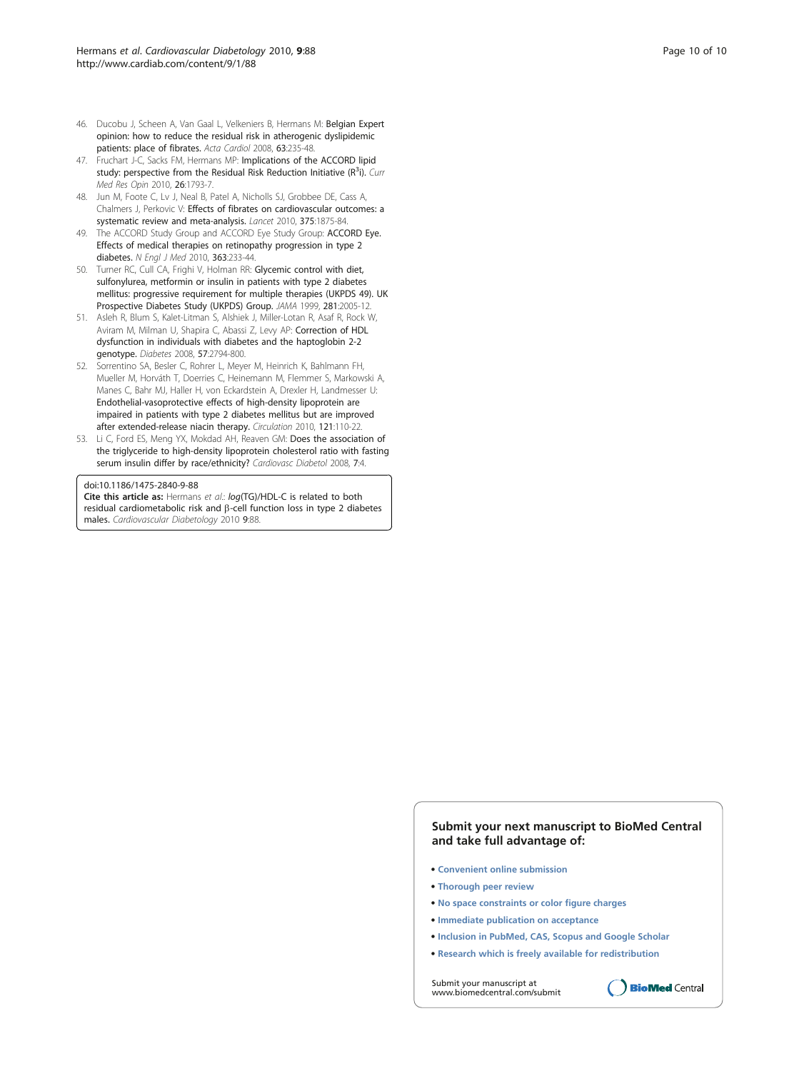46. Ducobu J, Scheen A, Van Gaal L, Velkeniers B, Hermans M: **Belgian Expert opinion: how to reduce the residual risk in atherogenic dyslipidemic patients: place of fibrates.** *Acta Cardiol* 2008, **63**:235-48.
47. Fruchart J-C, Sacks FM, Hermans MP: **Implications of the ACCORD lipid study: perspective from the Residual Risk Reduction Initiative ($R^3$i).** *Curr Med Res Opin* 2010, **26**:1793-7.
48. Jun M, Foote C, Lv J, Neal B, Patel A, Nicholls SJ, Grobbee DE, Cass A, Chalmers J, Perkovic V: **Effects of fibrates on cardiovascular outcomes: a systematic review and meta-analysis.** *Lancet* 2010, **375**:1875-84.
49. The ACCORD Study Group and ACCORD Eye Study Group: **ACCORD Eye. Effects of medical therapies on retinopathy progression in type 2 diabetes.** *N Engl J Med* 2010, **363**:233-44.
50. Turner RC, Cull CA, Frighi V, Holman RR: **Glycemic control with diet, sulfonylurea, metformin or insulin in patients with type 2 diabetes mellitus: progressive requirement for multiple therapies (UKPDS 49). UK Prospective Diabetes Study (UKPDS) Group.** *JAMA* 1999, **281**:2005-12.
51. Asleh R, Blum S, Kalet-Litman S, Alshiek J, Miller-Lotan R, Asaf R, Rock W, Aviram M, Milman U, Shapira C, Abassi Z, Levy AP: **Correction of HDL dysfunction in individuals with diabetes and the haptoglobin 2-2 genotype.** *Diabetes* 2008, **57**:2794-800.
52. Sorrentino SA, Besler C, Rohrer L, Meyer M, Heinrich K, Bahlmann FH, Mueller M, Horváth T, Doerries C, Heinemann M, Flemmer S, Markowski A, Manes C, Bahr MJ, Haller H, von Eckardstein A, Drexler H, Landmesser U: **Endothelial-vasoprotective effects of high-density lipoprotein are impaired in patients with type 2 diabetes mellitus but are improved after extended-release niacin therapy.** *Circulation* 2010, **121**:110-22.
53. Li C, Ford ES, Meng YX, Mokdad AH, Reaven GM: **Does the association of the triglyceride to high-density lipoprotein cholesterol ratio with fasting serum insulin differ by race/ethnicity?** *Cardiovasc Diabetol* 2008, **7**:4.

doi:10.1186/1475-2840-9-88

**Cite this article as:** Hermans *et al.*: *log*(TG)/HDL-C is related to both residual cardiometabolic risk and β-cell function loss in type 2 diabetes males. *Cardiovascular Diabetology* 2010 **9**:88.

**Submit your next manuscript to BioMed Central and take full advantage of:**

- Convenient online submission
- Thorough peer review
- No space constraints or color figure charges
- Immediate publication on acceptance
- Inclusion in PubMed, CAS, Scopus and Google Scholar
- Research which is freely available for redistribution

Submit your manuscript at www.biomedcentral.com/submit

BioMed Central